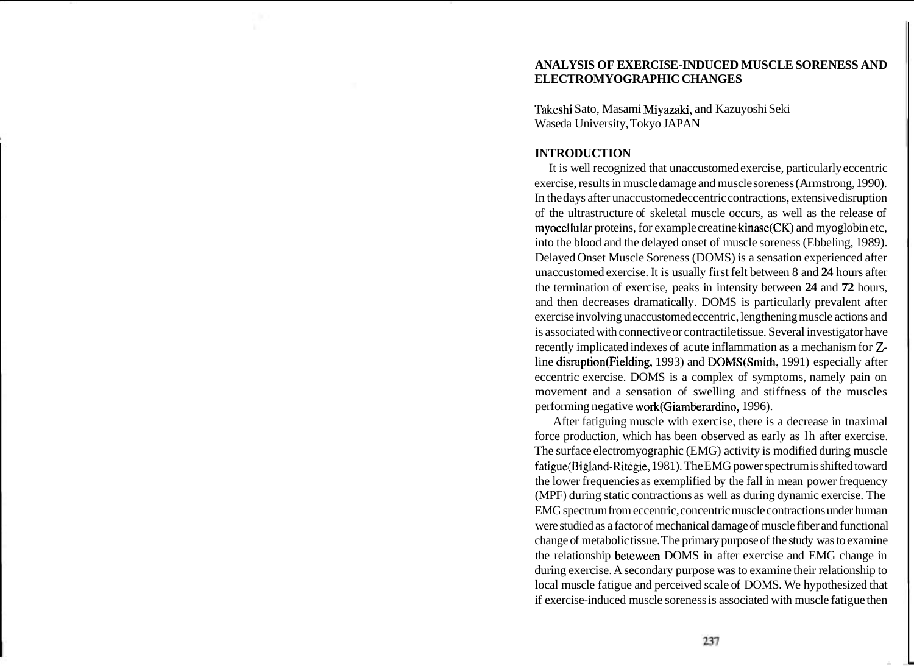# ANALYSIS OF EXERCISE-INDUCED MUSCLE SORENESS AND ELECTROMYOGRAPHIC CHANGES

Takeshi Sato, Masami Miyazaki, and Kazuyoshi Seki
Waseda University, Tokyo JAPAN

## INTRODUCTION

It is well recognized that unaccustomed exercise, particularly eccentric exercise, results in muscle damage and muscle soreness (Armstrong, 1990). In the days after unaccustomed eccentric contractions, extensive disruption of the ultrastructure of skeletal muscle occurs, as well as the release of myocellular proteins, for example creatine kinase(CK) and myoglobin etc, into the blood and the delayed onset of muscle soreness (Ebbeling, 1989). Delayed Onset Muscle Soreness (DOMS) is a sensation experienced after unaccustomed exercise. It is usually first felt between 8 and **24** hours after the termination of exercise, peaks in intensity between **24** and **72** hours, and then decreases dramatically. DOMS is particularly prevalent after exercise involving unaccustomed eccentric, lengthening muscle actions and is associated with connective or contractile tissue. Several investigator have recently implicated indexes of acute inflammation as a mechanism for Z-line disruption(Fielding, 1993) and DOMS(Smith, 1991) especially after eccentric exercise. DOMS is a complex of symptoms, namely pain on movement and a sensation of swelling and stiffness of the muscles performing negative work(Giamberardino, 1996).

After fatiguing muscle with exercise, there is a decrease in tnaximal force production, which has been observed as early as 1h after exercise. The surface electromyographic (EMG) activity is modified during muscle fatigue(Bigland-Ritcgie, 1981). The EMG power spectrum is shifted toward the lower frequencies as exemplified by the fall in mean power frequency (MPF) during static contractions as well as during dynamic exercise. The EMG spectrum from eccentric, concentric muscle contractions under human were studied as a factor of mechanical damage of muscle fiber and functional change of metabolic tissue. The primary purpose of the study was to examine the relationship beteween DOMS in after exercise and EMG change in during exercise. A secondary purpose was to examine their relationship to local muscle fatigue and perceived scale of DOMS. We hypothesized that if exercise-induced muscle soreness is associated with muscle fatigue then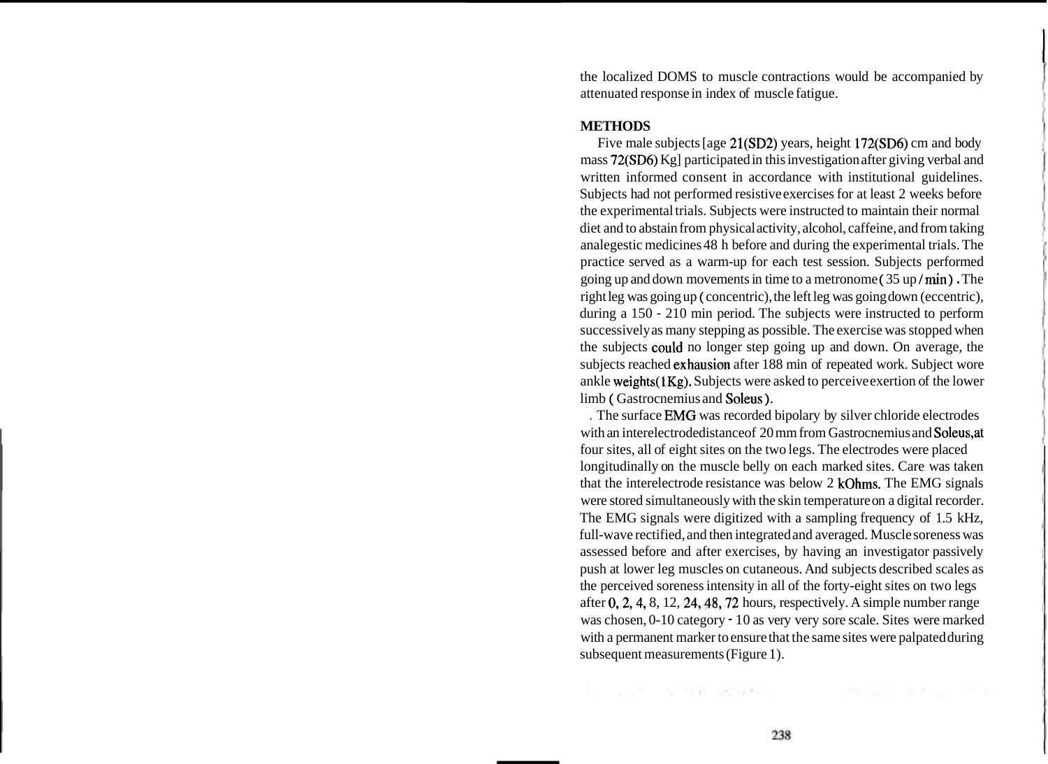the localized DOMS to muscle contractions would be accompanied by attenuated response in index of muscle fatigue.

## METHODS

Five male subjects [age 21(SD2) years, height 172(SD6) cm and body mass 72(SD6) Kg] participated in this investigation after giving verbal and written informed consent in accordance with institutional guidelines. Subjects had not performed resistive exercises for at least 2 weeks before the experimental trials. Subjects were instructed to maintain their normal diet and to abstain from physical activity, alcohol, caffeine, and from taking analegestic medicines 48 h before and during the experimental trials. The practice served as a warm-up for each test session. Subjects performed going up and down movements in time to a metronome( 35 up / min) . The right leg was going up ( concentric), the left leg was going down (eccentric), during a 150 - 210 min period. The subjects were instructed to perform successively as many stepping as possible. The exercise was stopped when the subjects could no longer step going up and down. On average, the subjects reached exhausion after 188 min of repeated work. Subject wore ankle weights(1Kg). Subjects were asked to perceive exertion of the lower limb ( Gastrocnemius and Soleus ).

. The surface EMG was recorded bipolary by silver chloride electrodes with an interelectrodedistanceof 20 mm from Gastrocnemius and Soleus,at four sites, all of eight sites on the two legs. The electrodes were placed longitudinally on the muscle belly on each marked sites. Care was taken that the interelectrode resistance was below 2 kOhms. The EMG signals were stored simultaneously with the skin temperature on a digital recorder. The EMG signals were digitized with a sampling frequency of 1.5 kHz, full-wave rectified, and then integrated and averaged. Muscle soreness was assessed before and after exercises, by having an investigator passively push at lower leg muscles on cutaneous. And subjects described scales as the perceived soreness intensity in all of the forty-eight sites on two legs after 0, 2, 4, 8, 12, 24, 48, 72 hours, respectively. A simple number range was chosen, 0-10 category - 10 as very very sore scale. Sites were marked with a permanent marker to ensure that the same sites were palpated during subsequent measurements (Figure 1).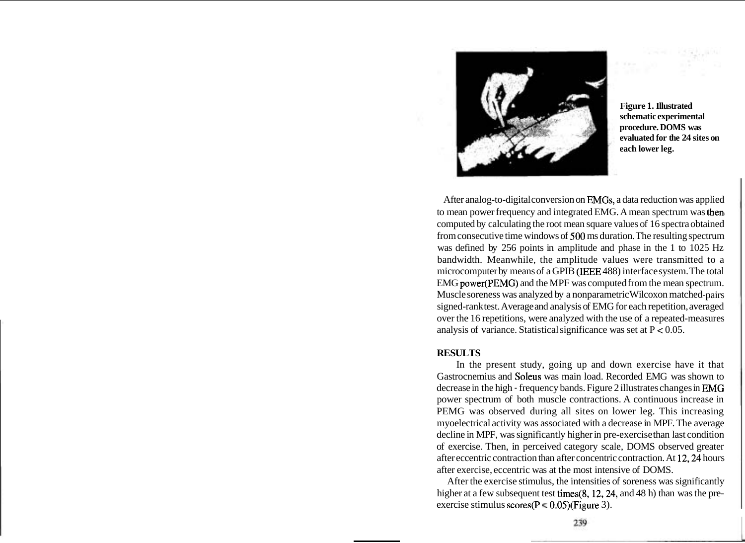**Figure 1. Illustrated schematic experimental procedure. DOMS was evaluated for the 24 sites on each lower leg.**

After analog-to-digital conversion on EMGs, a data reduction was applied to mean power frequency and integrated EMG. A mean spectrum was then computed by calculating the root mean square values of 16 spectra obtained from consecutive time windows of 500 ms duration. The resulting spectrum was defined by 256 points in amplitude and phase in the 1 to 1025 Hz bandwidth. Meanwhile, the amplitude values were transmitted to a microcomputer by means of a GPIB (IEEE 488) interface system. The total EMG power(PEMG) and the MPF was computed from the mean spectrum. Muscle soreness was analyzed by a nonparametric Wilcoxon matched-pairs signed-rank test. Average and analysis of EMG for each repetition, averaged over the 16 repetitions, were analyzed with the use of a repeated-measures analysis of variance. Statistical significance was set at $P < 0.05$.

## RESULTS

In the present study, going up and down exercise have it that Gastrocnemius and Soleus was main load. Recorded EMG was shown to decrease in the high - frequency bands. Figure 2 illustrates changes in EMG power spectrum of both muscle contractions. A continuous increase in PEMG was observed during all sites on lower leg. This increasing myoelectrical activity was associated with a decrease in MPF. The average decline in MPF, was significantly higher in pre-exercise than last condition of exercise. Then, in perceived category scale, DOMS observed greater after eccentric contraction than after concentric contraction. At 12, 24 hours after exercise, eccentric was at the most intensive of DOMS.

After the exercise stimulus, the intensities of soreness was significantly higher at a few subsequent test times(8, 12, 24, and 48 h) than was the pre-exercise stimulus scores($P < 0.05$)(Figure 3).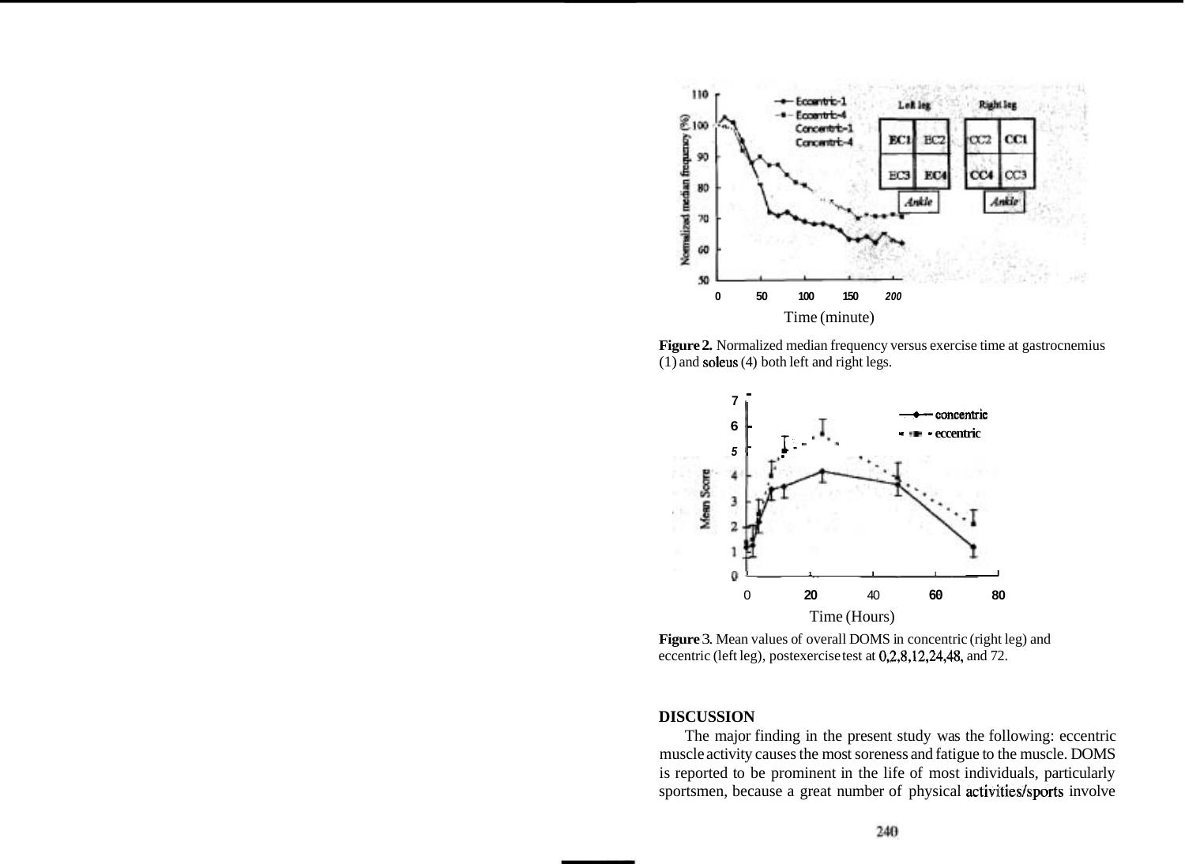**Figure 2.** Normalized median frequency versus exercise time at gastrocnemius (1) and soleus (4) both left and right legs.

**Figure 3.** Mean values of overall DOMS in concentric (right leg) and eccentric (left leg), postexercise test at 0,2,8,12,24,48, and 72.

## DISCUSSION

The major finding in the present study was the following: eccentric muscle activity causes the most soreness and fatigue to the muscle. DOMS is reported to be prominent in the life of most individuals, particularly sportsmen, because a great number of physical activities/sports involve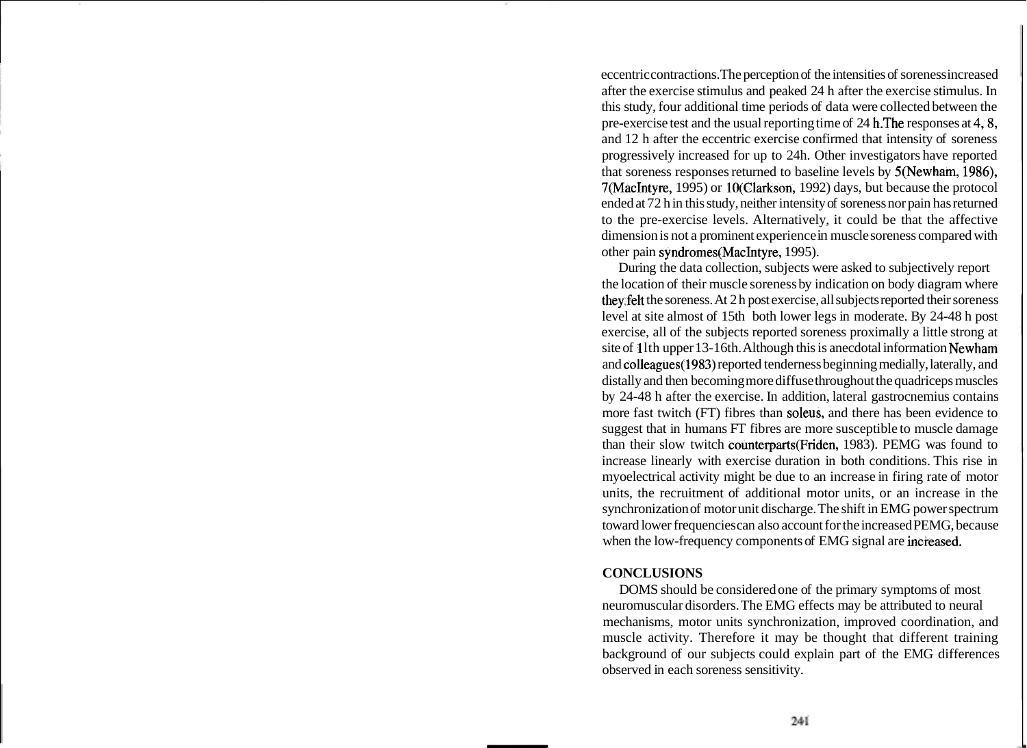eccentric contractions. The perception of the intensities of soreness increased after the exercise stimulus and peaked 24 h after the exercise stimulus. In this study, four additional time periods of data were collected between the pre-exercise test and the usual reporting time of 24 h. The responses at 4, 8, and 12 h after the eccentric exercise confirmed that intensity of soreness progressively increased for up to 24h. Other investigators have reported that soreness responses returned to baseline levels by 5(Newham, 1986), 7(MacIntyre, 1995) or 10(Clarkson, 1992) days, but because the protocol ended at 72 h in this study, neither intensity of soreness nor pain has returned to the pre-exercise levels. Alternatively, it could be that the affective dimension is not a prominent experience in muscle soreness compared with other pain syndromes(MacIntyre, 1995).

During the data collection, subjects were asked to subjectively report the location of their muscle soreness by indication on body diagram where they felt the soreness. At 2 h post exercise, all subjects reported their soreness level at site almost of 15th both lower legs in moderate. By 24-48 h post exercise, all of the subjects reported soreness proximally a little strong at site of 11th upper 13-16th. Although this is anecdotal information Newham and colleagues(1983) reported tenderness beginning medially, laterally, and distally and then becoming more diffuse throughout the quadriceps muscles by 24-48 h after the exercise. In addition, lateral gastrocnemius contains more fast twitch (FT) fibres than soleus, and there has been evidence to suggest that in humans FT fibres are more susceptible to muscle damage than their slow twitch counterparts(Friden, 1983). PEMG was found to increase linearly with exercise duration in both conditions. This rise in myoelectrical activity might be due to an increase in firing rate of motor units, the recruitment of additional motor units, or an increase in the synchronization of motor unit discharge. The shift in EMG power spectrum toward lower frequencies can also account for the increased PEMG, because when the low-frequency components of EMG signal are increased.

## CONCLUSIONS

DOMS should be considered one of the primary symptoms of most neuromuscular disorders. The EMG effects may be attributed to neural mechanisms, motor units synchronization, improved coordination, and muscle activity. Therefore it may be thought that different training background of our subjects could explain part of the EMG differences observed in each soreness sensitivity.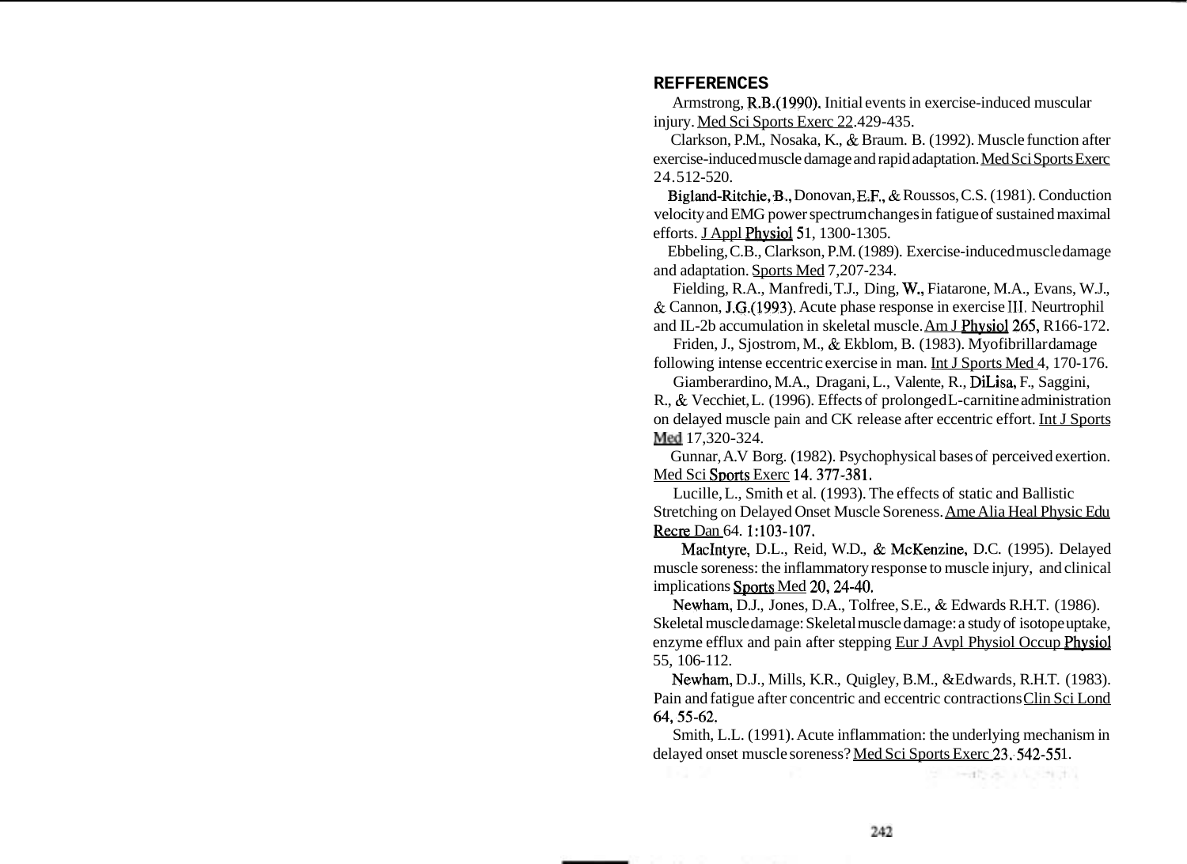## REFFERENCES

Armstrong, R.B.(1990). Initial events in exercise-induced muscular injury. Med Sci Sports Exerc 22.429-435.

Clarkson, P.M., Nosaka, K., & Braum. B. (1992). Muscle function after exercise-induced muscle damage and rapid adaptation. Med Sci Sports Exerc 24.512-520.

Bigland-Ritchie, B., Donovan, E.F., & Roussos, C.S. (1981). Conduction velocity and EMG power spectrum changes in fatigue of sustained maximal efforts. J Appl Physiol 51, 1300-1305.

Ebbeling, C.B., Clarkson, P.M. (1989). Exercise-induced muscle damage and adaptation. Sports Med 7,207-234.

Fielding, R.A., Manfredi, T.J., Ding, W., Fiatarone, M.A., Evans, W.J., & Cannon, J.G.(1993). Acute phase response in exercise III. Neurtrophil and IL-2b accumulation in skeletal muscle. Am J Physiol 265, R166-172.

Friden, J., Sjostrom, M., & Ekblom, B. (1983). Myofibrillar damage following intense eccentric exercise in man. Int J Sports Med 4, 170-176.

Giamberardino, M.A., Dragani, L., Valente, R., DiLisa, F., Saggini, R., & Vecchiet, L. (1996). Effects of prolonged L-carnitine administration on delayed muscle pain and CK release after eccentric effort. Int J Sports Med 17,320-324.

Gunnar, A.V Borg. (1982). Psychophysical bases of perceived exertion. Med Sci Sports Exerc 14. 377-381.

Lucille, L., Smith et al. (1993). The effects of static and Ballistic Stretching on Delayed Onset Muscle Soreness. Ame Alia Heal Physic Edu Recre Dan 64. 1:103-107.

MacIntyre, D.L., Reid, W.D., & McKenzine, D.C. (1995). Delayed muscle soreness: the inflammatory response to muscle injury, and clinical implications Sports Med 20, 24-40.

Newham, D.J., Jones, D.A., Tolfree, S.E., & Edwards R.H.T. (1986). Skeletal muscle damage: Skeletal muscle damage: a study of isotope uptake, enzyme efflux and pain after stepping Eur J Avpl Physiol Occup Physiol 55, 106-112.

Newham, D.J., Mills, K.R., Quigley, B.M., &Edwards, R.H.T. (1983). Pain and fatigue after concentric and eccentric contractions Clin Sci Lond 64, 55-62.

Smith, L.L. (1991). Acute inflammation: the underlying mechanism in delayed onset muscle soreness? Med Sci Sports Exerc 23. 542-551.